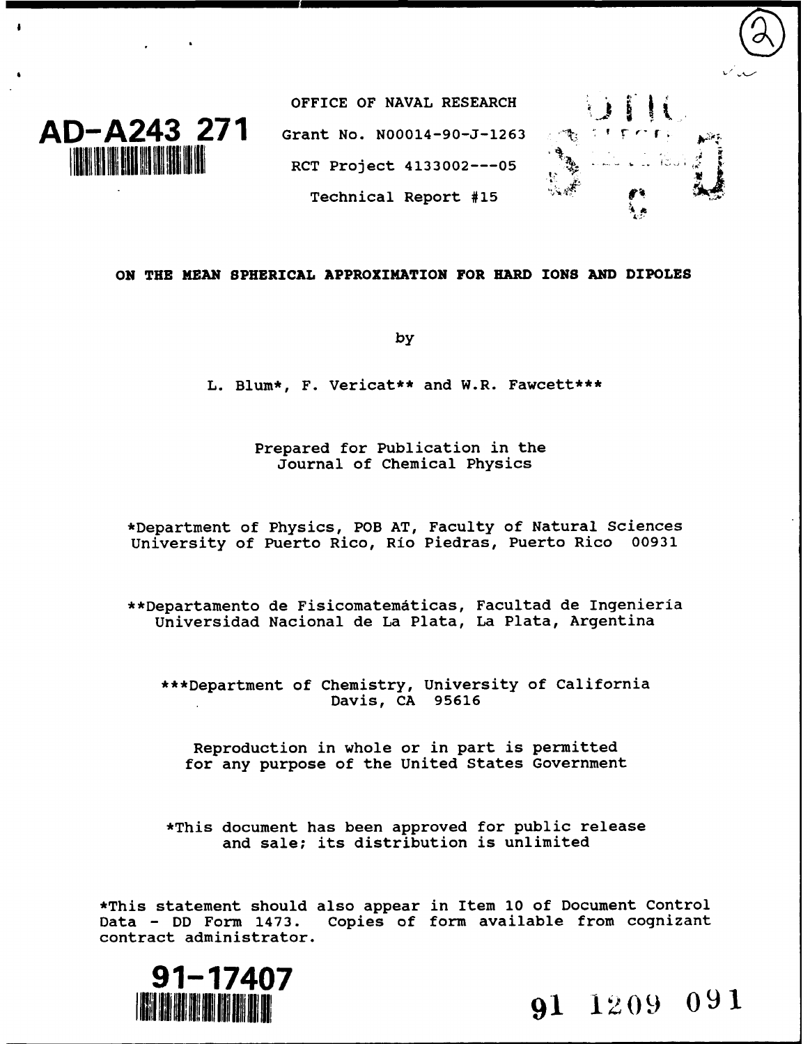AD-A243 271

OFFICE OF NAVAL RESEARCH

Grant No. N00014-90-J-1263

RCT Project 4133002---05

Technical Report #15

**ON THE MEAN SPHERICAL APPROXIMATION FOR HARD IONS AND DIPOLES**

by

L. Blum*, F. Vericat** and W.R. Fawcett***

Prepared for Publication in the
Journal of Chemical Physics

*Department of Physics, POB AT, Faculty of Natural Sciences
University of Puerto Rico, Río Piedras, Puerto Rico 00931

**Departamento de Fisicomatemáticas, Facultad de Ingeniería
Universidad Nacional de La Plata, La Plata, Argentina

***Department of Chemistry, University of California
Davis, CA 95616

Reproduction in whole or in part is permitted
for any purpose of the United States Government

*This document has been approved for public release
and sale; its distribution is unlimited

*This statement should also appear in Item 10 of Document Control
Data - DD Form 1473. Copies of form available from cognizant
contract administrator.

91-17407

91 1209 091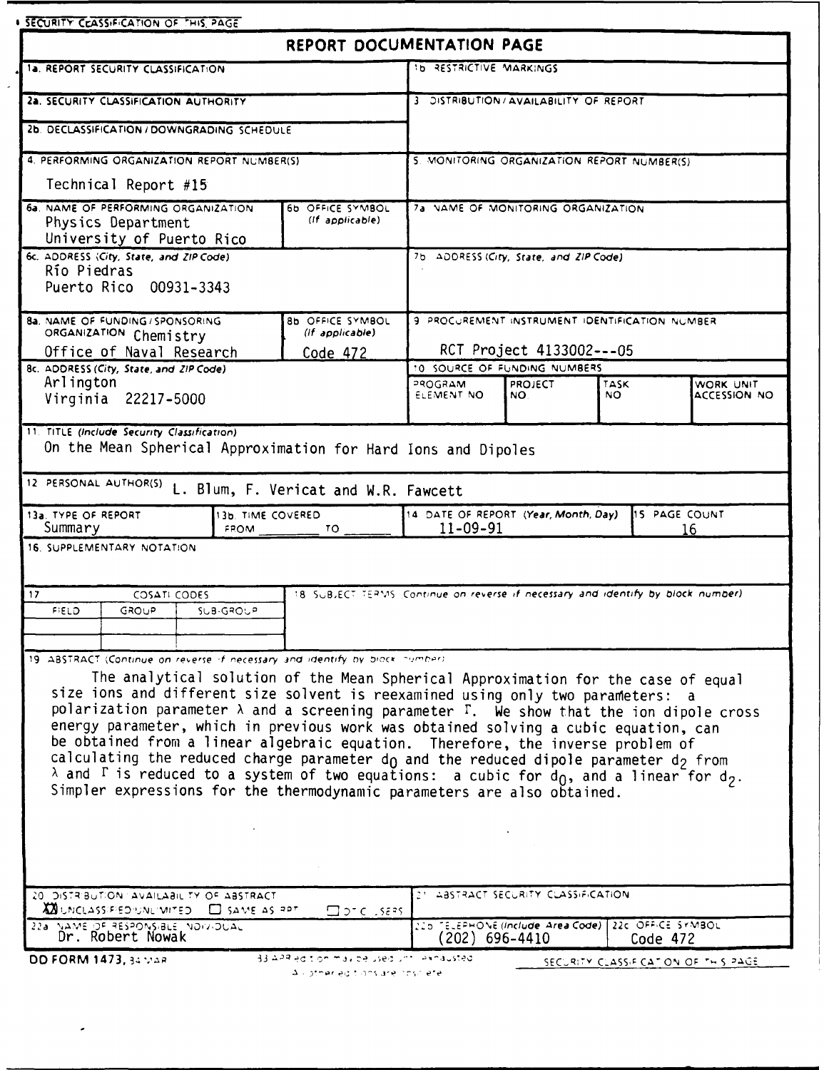SECURITY CLASSIFICATION OF THIS PAGE

# REPORT DOCUMENTATION PAGE

| | |
|---|---|
| 1a. REPORT SECURITY CLASSIFICATION | 1b. RESTRICTIVE MARKINGS |
| 2a. SECURITY CLASSIFICATION AUTHORITY | 3. DISTRIBUTION/AVAILABILITY OF REPORT |
| 2b. DECLASSIFICATION/DOWNGRADING SCHEDULE | |
| 4. PERFORMING ORGANIZATION REPORT NUMBER(S)<br>Technical Report #15 | 5. MONITORING ORGANIZATION REPORT NUMBER(S) |
| 6a. NAME OF PERFORMING ORGANIZATION<br>Physics Department<br>University of Puerto Rico<br>6b. OFFICE SYMBOL (If applicable) | 7a. NAME OF MONITORING ORGANIZATION |
| 6c. ADDRESS (City, State, and ZIP Code)<br>Río Piedras<br>Puerto Rico 00931-3343 | 7b. ADDRESS (City, State, and ZIP Code) |
| 8a. NAME OF FUNDING/SPONSORING ORGANIZATION Chemistry<br>Office of Naval Research<br>8b. OFFICE SYMBOL (If applicable) Code 472 | 9. PROCUREMENT INSTRUMENT IDENTIFICATION NUMBER<br>RCT Project 4133002---05 |
| 8c. ADDRESS (City, State, and ZIP Code)<br>Arlington<br>Virginia 22217-5000 | 10. SOURCE OF FUNDING NUMBERS<br>PROGRAM ELEMENT NO. / PROJECT NO. / TASK NO. / WORK UNIT ACCESSION NO. |

11. TITLE (Include Security Classification)
On the Mean Spherical Approximation for Hard Ions and Dipoles

12. PERSONAL AUTHOR(S) L. Blum, F. Vericat and W.R. Fawcett

| 13a. TYPE OF REPORT | 13b. TIME COVERED | 14. DATE OF REPORT (Year, Month, Day) | 15. PAGE COUNT |
|---|---|---|---|
| Summary | FROM ____ TO ____ | 11-09-91 | 16 |

16. SUPPLEMENTARY NOTATION

| 17. COSATI CODES | | | 18. SUBJECT TERMS (Continue on reverse if necessary and identify by block number) |
|---|---|---|---|
| FIELD | GROUP | SUB-GROUP | |

19. ABSTRACT (Continue on reverse if necessary and identify by block number)

The analytical solution of the Mean Spherical Approximation for the case of equal size ions and different size solvent is reexamined using only two parameters: a polarization parameter $\lambda$ and a screening parameter $\Gamma$. We show that the ion dipole cross energy parameter, which in previous work was obtained solving a cubic equation, can be obtained from a linear algebraic equation. Therefore, the inverse problem of calculating the reduced charge parameter $d_0$ and the reduced dipole parameter $d_2$ from $\lambda$ and $\Gamma$ is reduced to a system of two equations: a cubic for $d_0$, and a linear for $d_2$. Simpler expressions for the thermodynamic parameters are also obtained.

| | |
|---|---|
| 20. DISTRIBUTION/AVAILABILITY OF ABSTRACT<br>☒ UNCLASSIFIED/UNLIMITED ☐ SAME AS RPT. ☐ DTIC USERS | 21. ABSTRACT SECURITY CLASSIFICATION |
| 22a. NAME OF RESPONSIBLE INDIVIDUAL<br>Dr. Robert Nowak | 22b. TELEPHONE (Include Area Code) (202) 696-4410 / 22c. OFFICE SYMBOL Code 472 |

DD FORM 1473, 84 MAR — 83 APR edition may be used until exhausted. All other editions are obsolete.

SECURITY CLASSIFICATION OF THIS PAGE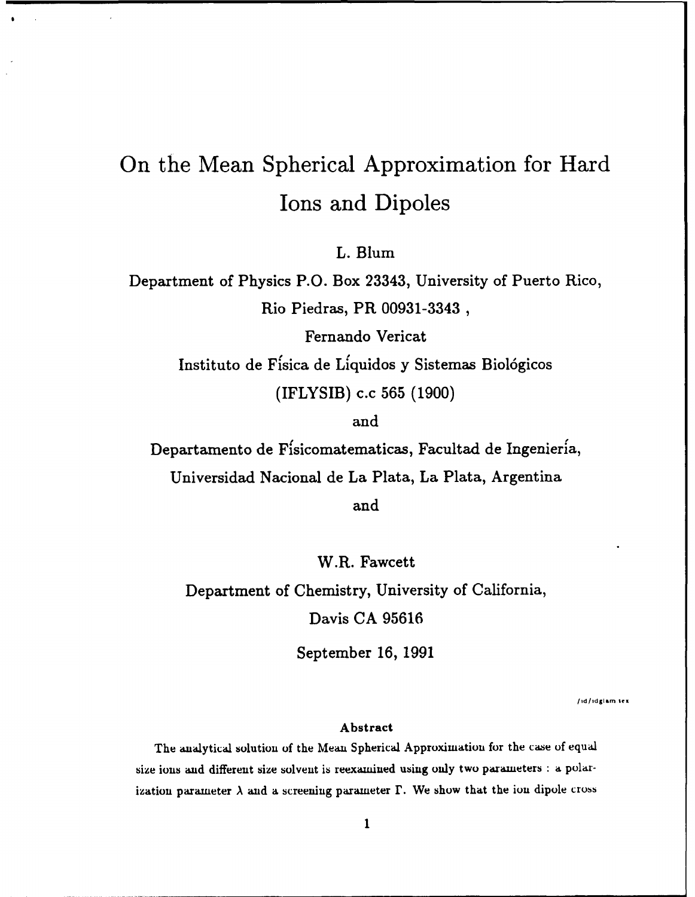# On the Mean Spherical Approximation for Hard Ions and Dipoles

L. Blum

Department of Physics P.O. Box 23343, University of Puerto Rico,

Rio Piedras, PR 00931-3343 ,

Fernando Vericat

Instituto de Física de Líquidos y Sistemas Biológicos

(IFLYSIB) c.c 565 (1900)

and

Departamento de Físicomatematicas, Facultad de Ingeniería,

Universidad Nacional de La Plata, La Plata, Argentina

and

W.R. Fawcett

Department of Chemistry, University of California,

Davis CA 95616

September 16, 1991

/id/idglam tex

### Abstract

The analytical solution of the Mean Spherical Approximation for the case of equal size ions and different size solvent is reexamined using only two parameters : a polarization parameter $\lambda$ and a screening parameter $\Gamma$. We show that the ion dipole cross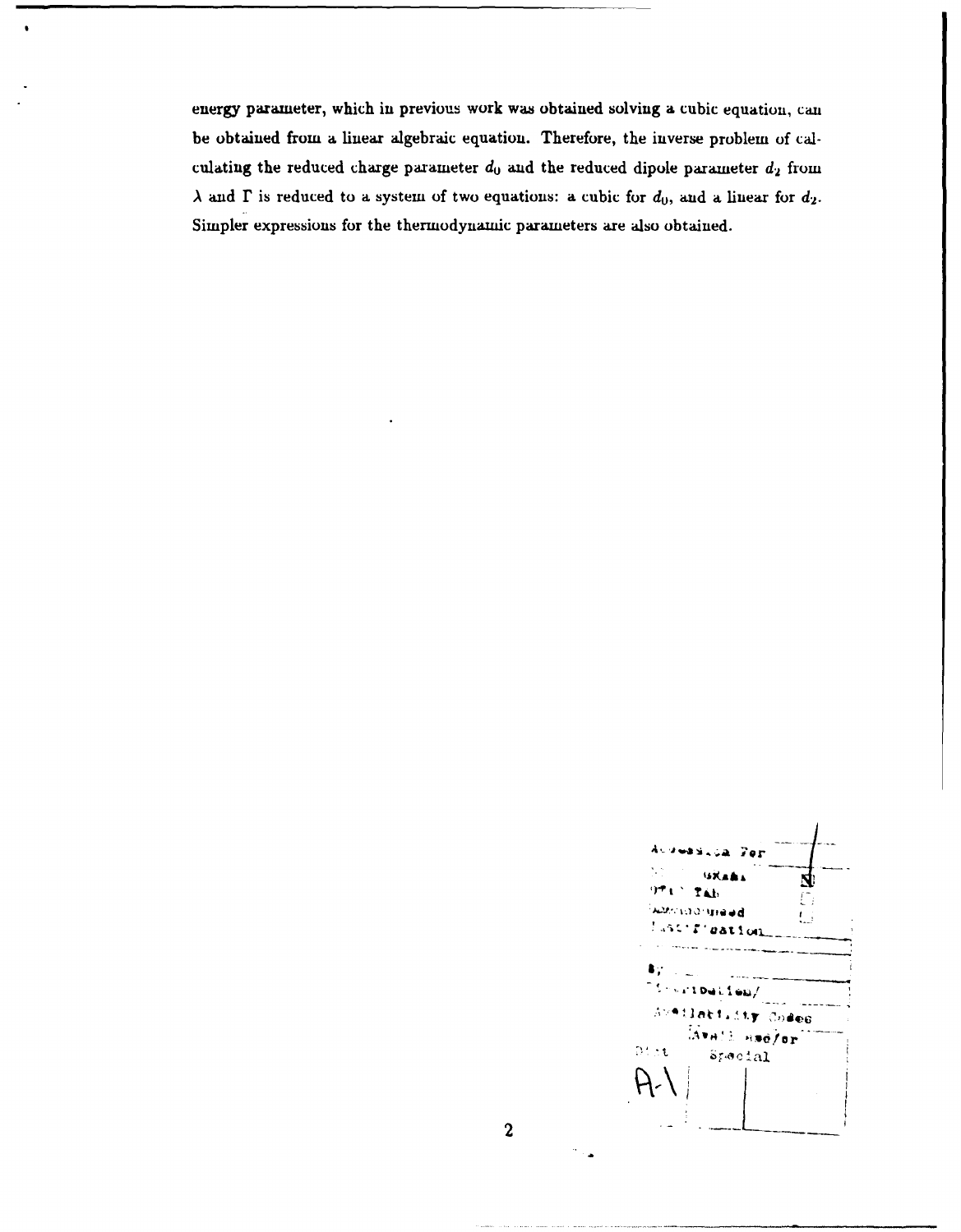energy parameter, which in previous work was obtained solving a cubic equation, can be obtained from a linear algebraic equation. Therefore, the inverse problem of calculating the reduced charge parameter $d_0$ and the reduced dipole parameter $d_2$ from $\lambda$ and $\Gamma$ is reduced to a system of two equations: a cubic for $d_0$, and a linear for $d_2$. Simpler expressions for the thermodynamic parameters are also obtained.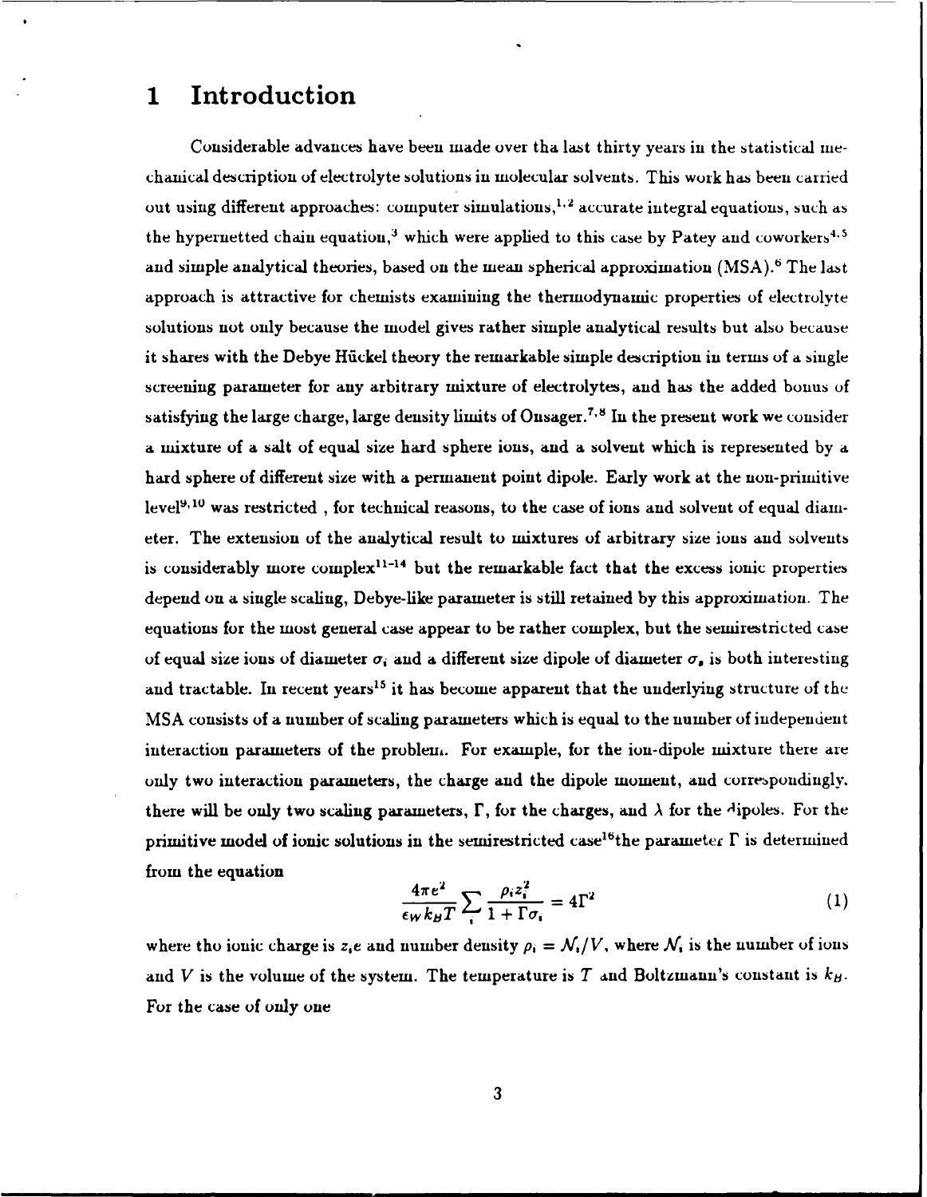# 1 Introduction

Considerable advances have been made over tha last thirty years in the statistical mechanical description of electrolyte solutions in molecular solvents. This work has been carried out using different approaches: computer simulations,[1,2] accurate integral equations, such as the hypernetted chain equation,[3] which were applied to this case by Patey and coworkers[4,5] and simple analytical theories, based on the mean spherical approximation (MSA).[6] The last approach is attractive for chemists examining the thermodynamic properties of electrolyte solutions not only because the model gives rather simple analytical results but also because it shares with the Debye Hückel theory the remarkable simple description in terms of a single screening parameter for any arbitrary mixture of electrolytes, and has the added bonus of satisfying the large charge, large density limits of Onsager.[7,8] In the present work we consider a mixture of a salt of equal size hard sphere ions, and a solvent which is represented by a hard sphere of different size with a permanent point dipole. Early work at the non-primitive level[9,10] was restricted , for technical reasons, to the case of ions and solvent of equal diameter. The extension of the analytical result to mixtures of arbitrary size ions and solvents is considerably more complex[11-14] but the remarkable fact that the excess ionic properties depend on a single scaling, Debye-like parameter is still retained by this approximation. The equations for the most general case appear to be rather complex, but the semirestricted case of equal size ions of diameter $\sigma_i$ and a different size dipole of diameter $\sigma_s$ is both interesting and tractable. In recent years[15] it has become apparent that the underlying structure of the MSA consists of a number of scaling parameters which is equal to the number of independent interaction parameters of the problem. For example, for the ion-dipole mixture there are only two interaction parameters, the charge and the dipole moment, and correspondingly, there will be only two scaling parameters, $\Gamma$, for the charges, and $\lambda$ for the dipoles. For the primitive model of ionic solutions in the semirestricted case[16] the parameter $\Gamma$ is determined from the equation

$$\frac{4\pi e^2}{\epsilon_W k_B T} \sum_i \frac{\rho_i z_i^2}{1 + \Gamma \sigma_i} = 4\Gamma^2 \tag{1}$$

where tho ionic charge is $z_i e$ and number density $\rho_i = \mathcal{N}_i / V$, where $\mathcal{N}_i$ is the number of ions and $V$ is the volume of the system. The temperature is $T$ and Boltzmann's constant is $k_B$. For the case of only one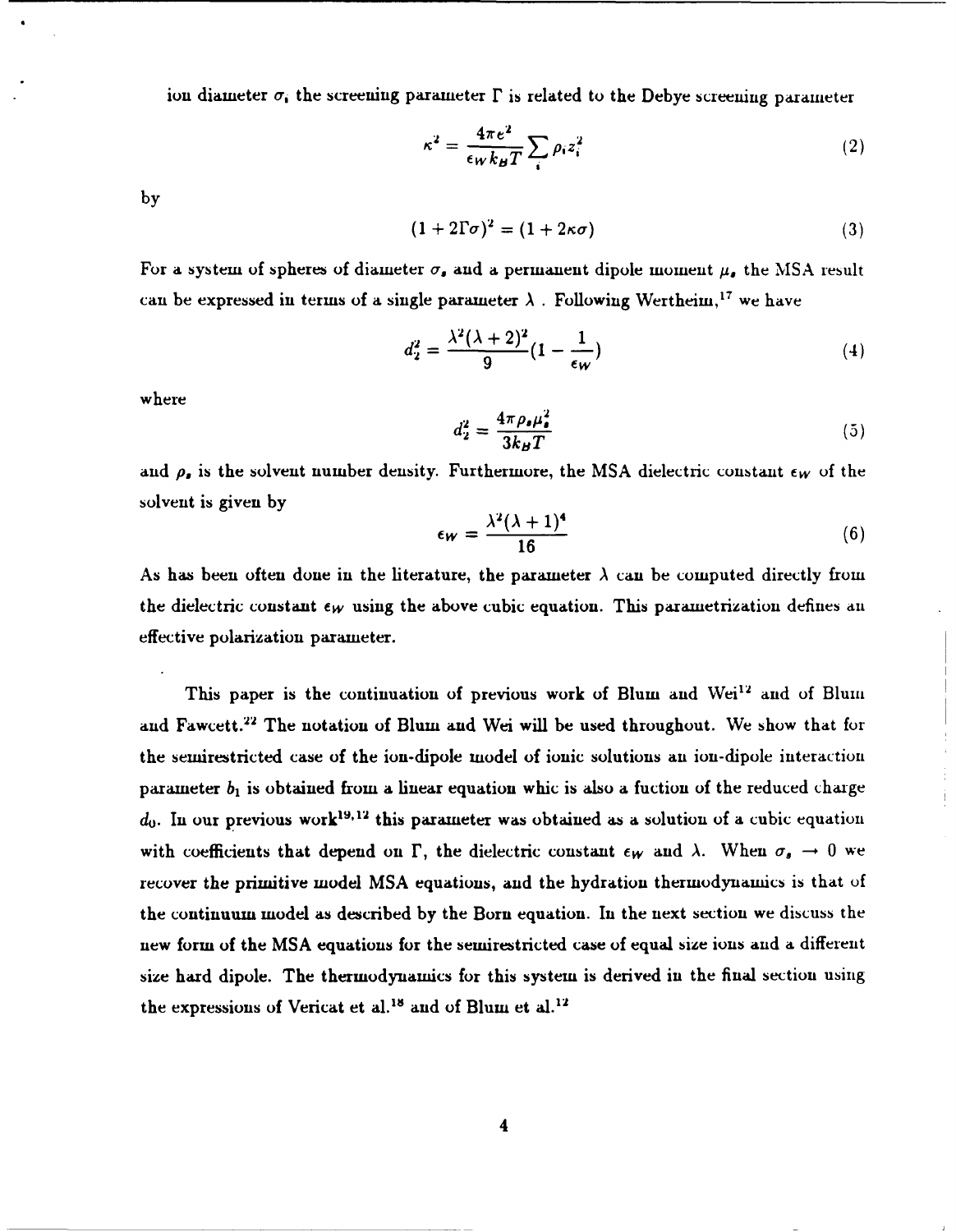ion diameter $\sigma$, the screening parameter $\Gamma$ is related to the Debye screening parameter

$$\kappa^2 = \frac{4\pi e^2}{\epsilon_W k_B T} \sum_i \rho_i z_i^2 \tag{2}$$

by

$$(1 + 2\Gamma\sigma)^2 = (1 + 2\kappa\sigma) \tag{3}$$

For a system of spheres of diameter $\sigma_s$ and a permanent dipole moment $\mu_s$ the MSA result can be expressed in terms of a single parameter $\lambda$ . Following Wertheim,[17] we have

$$d_2^2 = \frac{\lambda^2(\lambda + 2)^2}{9}(1 - \frac{1}{\epsilon_W}) \tag{4}$$

where

$$d_2^2 = \frac{4\pi\rho_s\mu_s^2}{3k_B T} \tag{5}$$

and $\rho_s$ is the solvent number density. Furthermore, the MSA dielectric constant $\epsilon_W$ of the solvent is given by

$$\epsilon_W = \frac{\lambda^2(\lambda + 1)^4}{16} \tag{6}$$

As has been often done in the literature, the parameter $\lambda$ can be computed directly from the dielectric constant $\epsilon_W$ using the above cubic equation. This parametrization defines an effective polarization parameter.

This paper is the continuation of previous work of Blum and Wei[12] and of Blum and Fawcett.[22] The notation of Blum and Wei will be used throughout. We show that for the semirestricted case of the ion-dipole model of ionic solutions an ion-dipole interaction parameter $b_1$ is obtained from a linear equation whic is also a fuction of the reduced charge $d_0$. In our previous work[19,12] this parameter was obtained as a solution of a cubic equation with coefficients that depend on $\Gamma$, the dielectric constant $\epsilon_W$ and $\lambda$. When $\sigma_s \to 0$ we recover the primitive model MSA equations, and the hydration thermodynamics is that of the continuum model as described by the Born equation. In the next section we discuss the new form of the MSA equations for the semirestricted case of equal size ions and a different size hard dipole. The thermodynamics for this system is derived in the final section using the expressions of Vericat et al.[18] and of Blum et al.[12]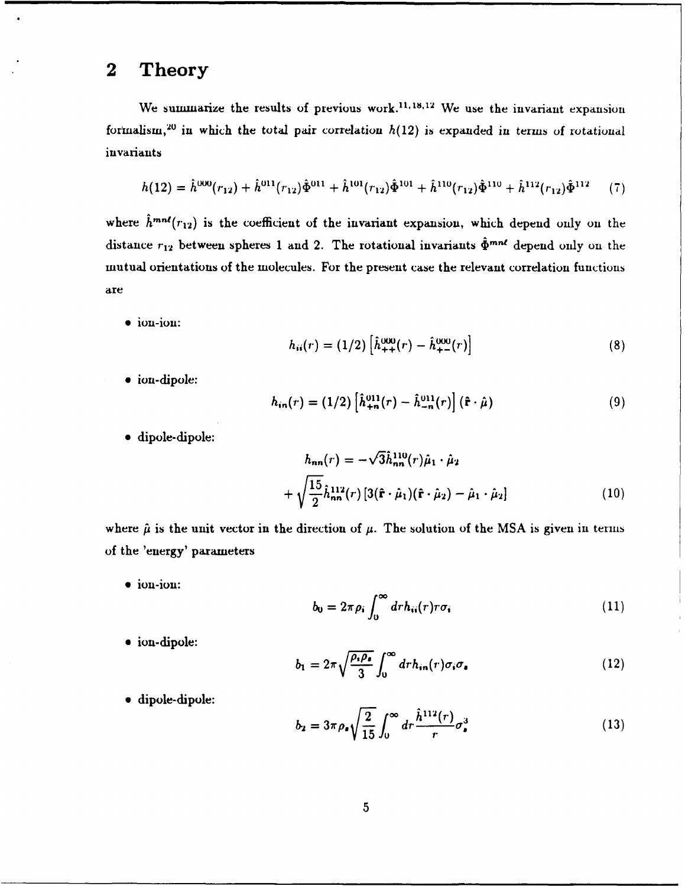## 2 Theory

We summarize the results of previous work.[11,18,12] We use the invariant expansion formalism,[20] in which the total pair correlation $h(12)$ is expanded in terms of rotational invariants

$$h(12) = \hat{h}^{000}(r_{12}) + \hat{h}^{011}(r_{12})\hat{\Phi}^{011} + \hat{h}^{101}(r_{12})\hat{\Phi}^{101} + \hat{h}^{110}(r_{12})\hat{\Phi}^{110} + \hat{h}^{112}(r_{12})\hat{\Phi}^{112} \quad (7)$$

where $\hat{h}^{mnl}(r_{12})$ is the coefficient of the invariant expansion, which depend only on the distance $r_{12}$ between spheres 1 and 2. The rotational invariants $\hat{\Phi}^{mnl}$ depend only on the mutual orientations of the molecules. For the present case the relevant correlation functions are

- ion-ion:

$$h_{ii}(r) = (1/2)\left[\hat{h}^{000}_{++}(r) - \hat{h}^{000}_{+-}(r)\right] \quad (8)$$

- ion-dipole:

$$h_{in}(r) = (1/2)\left[\hat{h}^{011}_{+n}(r) - \hat{h}^{011}_{-n}(r)\right](\hat{\mathbf{r}} \cdot \hat{\mu}) \quad (9)$$

- dipole-dipole:

$$h_{nn}(r) = -\sqrt{3}\hat{h}^{110}_{nn}(r)\hat{\mu}_1 \cdot \hat{\mu}_2$$
$$+ \sqrt{\frac{15}{2}}\hat{h}^{112}_{nn}(r)\left[3(\hat{\mathbf{r}} \cdot \hat{\mu}_1)(\hat{\mathbf{r}} \cdot \hat{\mu}_2) - \hat{\mu}_1 \cdot \hat{\mu}_2\right] \quad (10)$$

where $\hat{\mu}$ is the unit vector in the direction of $\mu$. The solution of the MSA is given in terms of the 'energy' parameters

- ion-ion:

$$b_0 = 2\pi\rho_i \int_0^\infty dr h_{ii}(r) r \sigma_i \quad (11)$$

- ion-dipole:

$$b_1 = 2\pi\sqrt{\frac{\rho_i \rho_s}{3}} \int_0^\infty dr h_{in}(r)\sigma_i\sigma_s \quad (12)$$

- dipole-dipole:

$$b_2 = 3\pi\rho_s\sqrt{\frac{2}{15}} \int_0^\infty dr \frac{\hat{h}^{112}(r)}{r}\sigma_s^3 \quad (13)$$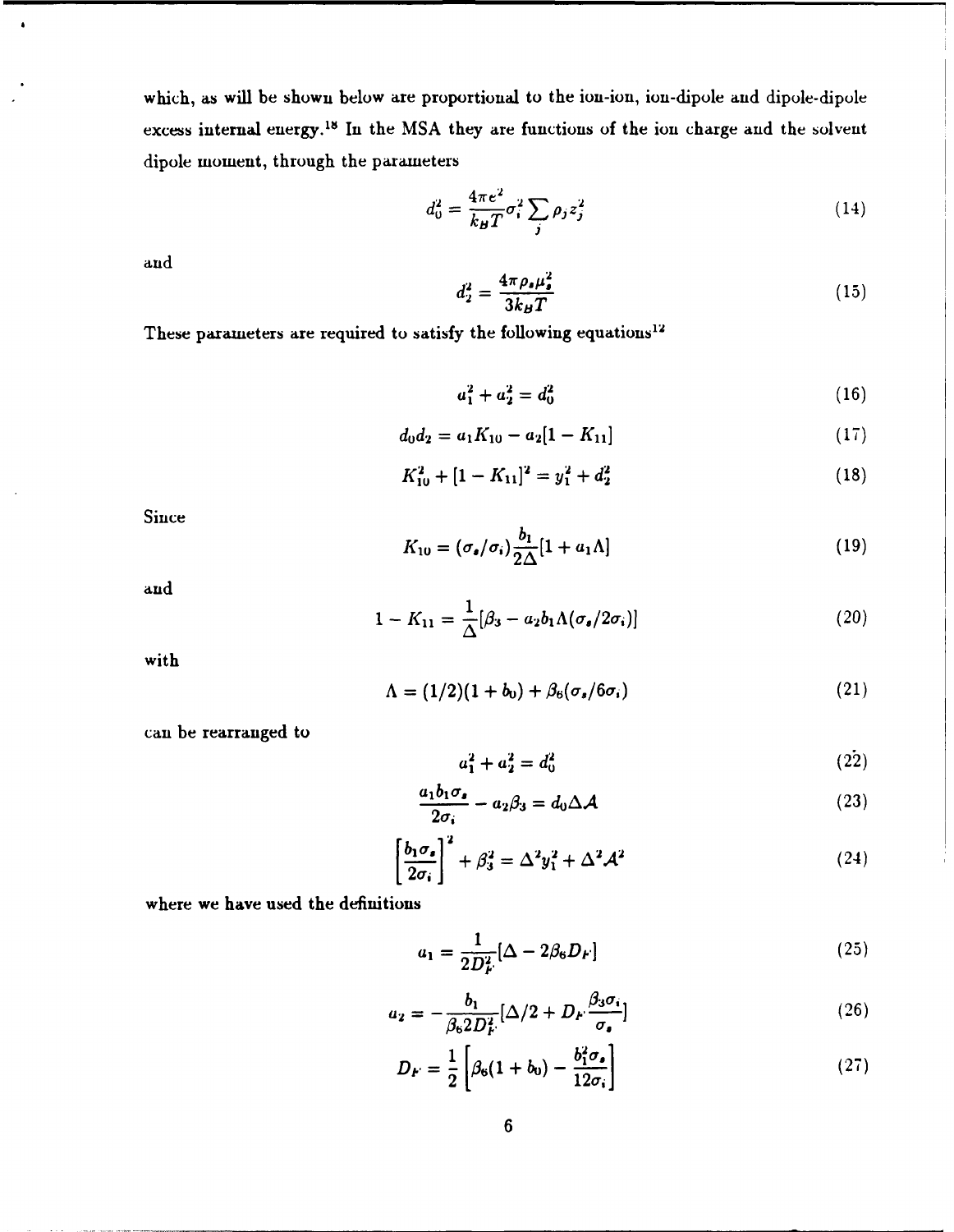which, as will be shown below are proportional to the ion-ion, ion-dipole and dipole-dipole excess internal energy.[18] In the MSA they are functions of the ion charge and the solvent dipole moment, through the parameters

$$d_0^2 = \frac{4\pi e^2}{k_B T}\sigma_i^2 \sum_j \rho_j z_j^2 \tag{14}$$

and

$$d_2^2 = \frac{4\pi\rho_s\mu_s^2}{3k_B T} \tag{15}$$

These parameters are required to satisfy the following equations[12]

$$a_1^2 + a_2^2 = d_0^2 \tag{16}$$

$$d_0 d_2 = a_1 K_{10} - a_2[1 - K_{11}] \tag{17}$$

$$K_{10}^2 + [1 - K_{11}]^2 = y_1^2 + d_2^2 \tag{18}$$

Since

$$K_{10} = (\sigma_s/\sigma_i)\frac{b_1}{2\Delta}[1 + a_1\Lambda] \tag{19}$$

and

$$1 - K_{11} = \frac{1}{\Delta}[\beta_3 - a_2 b_1 \Lambda(\sigma_s/2\sigma_i)] \tag{20}$$

with

$$\Lambda = (1/2)(1 + b_0) + \beta_6(\sigma_s/6\sigma_i) \tag{21}$$

can be rearranged to

$$a_1^2 + a_2^2 = d_0^2 \tag{22}$$

$$\frac{a_1 b_1 \sigma_s}{2\sigma_i} - a_2\beta_3 = d_0\Delta\mathcal{A} \tag{23}$$

$$\left[\frac{b_1\sigma_s}{2\sigma_i}\right]^2 + \beta_3^2 = \Delta^2 y_1^2 + \Delta^2\mathcal{A}^2 \tag{24}$$

where we have used the definitions

$$a_1 = \frac{1}{2D_F^2}[\Delta - 2\beta_6 D_F] \tag{25}$$

$$a_2 = -\frac{b_1}{\beta_6 2D_F^2}[\Delta/2 + D_F\frac{\beta_3\sigma_i}{\sigma_s}] \tag{26}$$

$$D_F = \frac{1}{2}\left[\beta_6(1 + b_0) - \frac{b_1^2\sigma_s}{12\sigma_i}\right] \tag{27}$$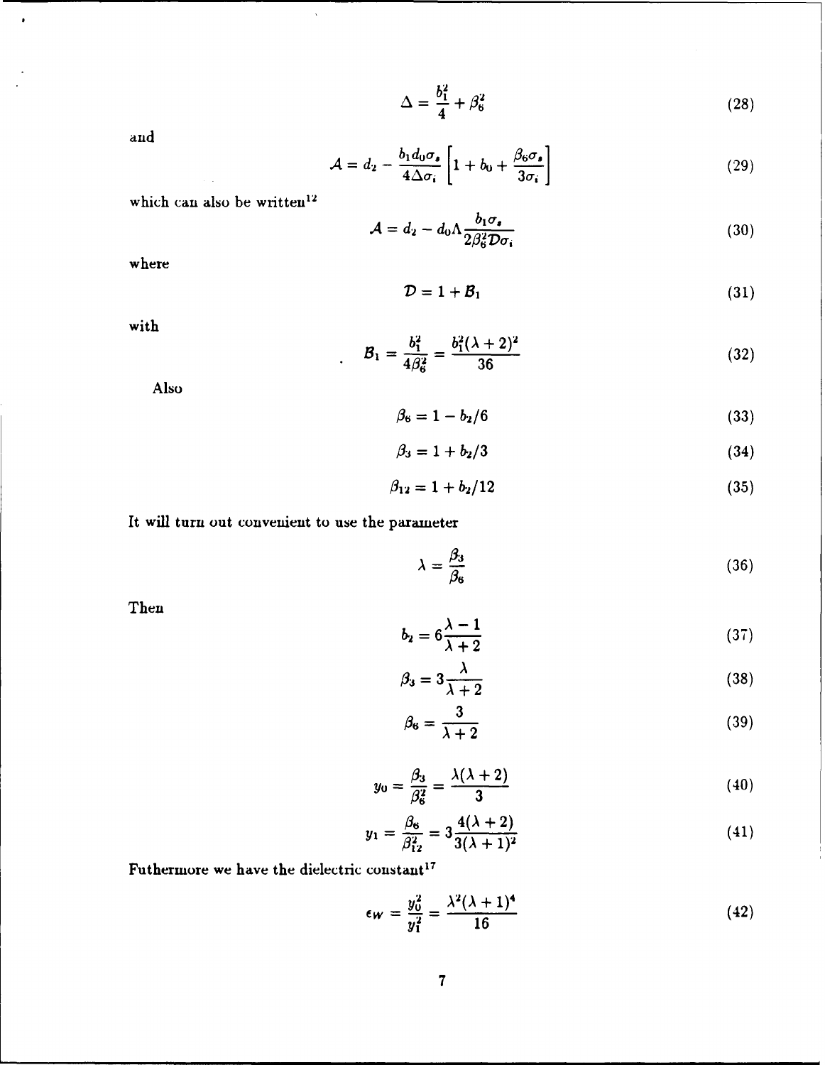$$\Delta = \frac{b_1^2}{4} + \beta_6^2 \tag{28}$$

and

$$\mathcal{A} = d_2 - \frac{b_1 d_0 \sigma_s}{4\Delta\sigma_i}\left[1 + b_0 + \frac{\beta_6\sigma_s}{3\sigma_i}\right] \tag{29}$$

which can also be written[12]

$$\mathcal{A} = d_2 - d_0\Lambda\frac{b_1\sigma_s}{2\beta_6^2\mathcal{D}\sigma_i} \tag{30}$$

where

$$\mathcal{D} = 1 + \mathcal{B}_1 \tag{31}$$

with

$$\mathcal{B}_1 = \frac{b_1^2}{4\beta_6^2} = \frac{b_1^2(\lambda+2)^2}{36} \tag{32}$$

Also

$$\beta_6 = 1 - b_2/6 \tag{33}$$

$$\beta_3 = 1 + b_2/3 \tag{34}$$

$$\beta_{12} = 1 + b_2/12 \tag{35}$$

It will turn out convenient to use the parameter

$$\lambda = \frac{\beta_3}{\beta_6} \tag{36}$$

Then

$$b_2 = 6\frac{\lambda - 1}{\lambda + 2} \tag{37}$$

$$\beta_3 = 3\frac{\lambda}{\lambda+2} \tag{38}$$

$$\beta_6 = \frac{3}{\lambda+2} \tag{39}$$

$$y_0 = \frac{\beta_3}{\beta_6^2} = \frac{\lambda(\lambda+2)}{3} \tag{40}$$

$$y_1 = \frac{\beta_6}{\beta_{12}^2} = 3\frac{4(\lambda+2)}{3(\lambda+1)^2} \tag{41}$$

Futhermore we have the dielectric constant[17]

$$\epsilon_W = \frac{y_0^2}{y_1^2} = \frac{\lambda^2(\lambda+1)^4}{16} \tag{42}$$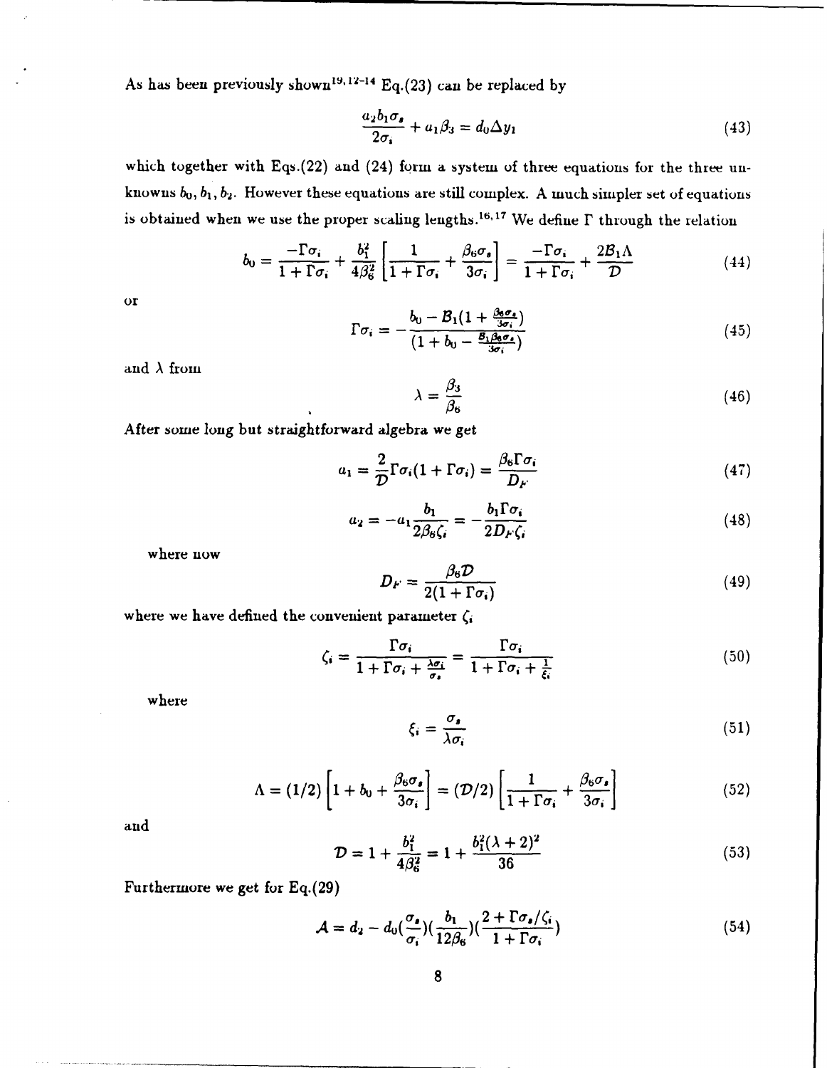As has been previously shown[19,12-14] Eq.(23) can be replaced by

$$\frac{a_2 b_1 \sigma_s}{2\sigma_i} + a_1 \beta_3 = d_0 \Delta y_1 \tag{43}$$

which together with Eqs.(22) and (24) form a system of three equations for the three unknowns $b_0, b_1, b_2$. However these equations are still complex. A much simpler set of equations is obtained when we use the proper scaling lengths.[16,17] We define $\Gamma$ through the relation

$$b_0 = \frac{-\Gamma\sigma_i}{1+\Gamma\sigma_i} + \frac{b_1^2}{4\beta_6^2}\left[\frac{1}{1+\Gamma\sigma_i} + \frac{\beta_6\sigma_s}{3\sigma_i}\right] = \frac{-\Gamma\sigma_i}{1+\Gamma\sigma_i} + \frac{2\mathcal{B}_1\Lambda}{\mathcal{D}} \tag{44}$$

or

$$\Gamma\sigma_i = -\frac{b_0 - \mathcal{B}_1(1+\frac{\beta_6\sigma_s}{3\sigma_i})}{(1+b_0 - \frac{\mathcal{B}_1\beta_6\sigma_s}{3\sigma_i})} \tag{45}$$

and $\lambda$ from

$$\lambda = \frac{\beta_3}{\beta_6} \tag{46}$$

After some long but straightforward algebra we get

$$a_1 = \frac{2}{\mathcal{D}}\Gamma\sigma_i(1+\Gamma\sigma_i) = \frac{\beta_6\Gamma\sigma_i}{D_F} \tag{47}$$

$$a_2 = -a_1\frac{b_1}{2\beta_6\zeta_i} = -\frac{b_1\Gamma\sigma_i}{2D_F\zeta_i} \tag{48}$$

where now

$$D_F = \frac{\beta_6\mathcal{D}}{2(1+\Gamma\sigma_i)} \tag{49}$$

where we have defined the convenient parameter $\zeta_i$

$$\zeta_i = \frac{\Gamma\sigma_i}{1+\Gamma\sigma_i+\frac{\lambda\sigma_i}{\sigma_s}} = \frac{\Gamma\sigma_i}{1+\Gamma\sigma_i+\frac{1}{\xi_i}} \tag{50}$$

where

$$\xi_i = \frac{\sigma_s}{\lambda\sigma_i} \tag{51}$$

$$\Lambda = (1/2)\left[1 + b_0 + \frac{\beta_6\sigma_s}{3\sigma_i}\right] = (\mathcal{D}/2)\left[\frac{1}{1+\Gamma\sigma_i} + \frac{\beta_6\sigma_s}{3\sigma_i}\right] \tag{52}$$

and

$$\mathcal{D} = 1 + \frac{b_1^2}{4\beta_6^2} = 1 + \frac{b_1^2(\lambda+2)^2}{36} \tag{53}$$

Furthermore we get for Eq.(29)

$$\mathcal{A} = d_2 - d_0\left(\frac{\sigma_s}{\sigma_i}\right)\left(\frac{b_1}{12\beta_6}\right)\left(\frac{2+\Gamma\sigma_s/\zeta_i}{1+\Gamma\sigma_i}\right) \tag{54}$$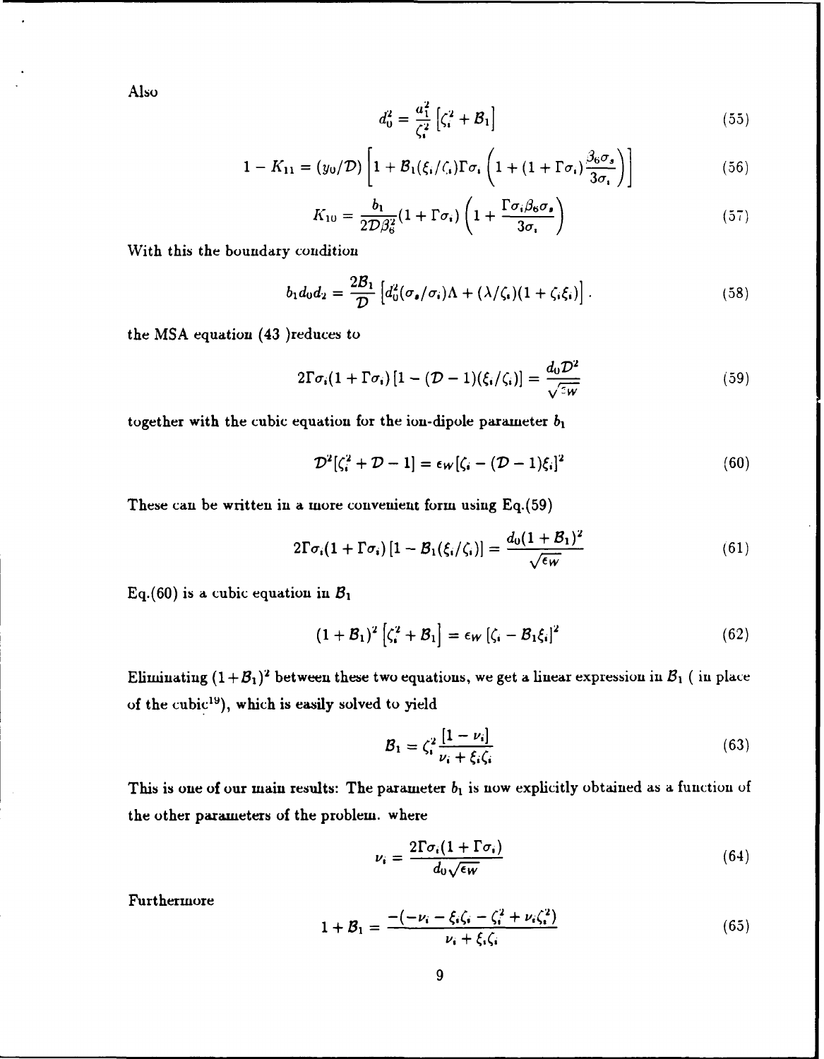Also

$$d_0^2 = \frac{a_1^2}{\zeta_i^2}\left[\zeta_i^2 + \mathcal{B}_1\right] \tag{55}$$

$$1 - K_{11} = (y_0/\mathcal{D})\left[1 + \mathcal{B}_1(\xi_i/\zeta_i)\Gamma\sigma_i\left(1 + (1+\Gamma\sigma_i)\frac{\beta_6\sigma_s}{3\sigma_i}\right)\right] \tag{56}$$

$$K_{10} = \frac{b_1}{2\mathcal{D}\beta_6^2}(1+\Gamma\sigma_i)\left(1 + \frac{\Gamma\sigma_i\beta_6\sigma_s}{3\sigma_i}\right) \tag{57}$$

With this the boundary condition

$$b_1 d_0 d_2 = \frac{2\mathcal{B}_1}{\mathcal{D}}\left[d_0^2(\sigma_s/\sigma_i)\Lambda + (\lambda/\zeta_i)(1+\zeta_i\xi_i)\right]. \tag{58}$$

the MSA equation (43 )reduces to

$$2\Gamma\sigma_i(1+\Gamma\sigma_i)\left[1 - (\mathcal{D}-1)(\xi_i/\zeta_i)\right] = \frac{d_0\mathcal{D}^2}{\sqrt{\epsilon_W}} \tag{59}$$

together with the cubic equation for the ion-dipole parameter $b_1$

$$\mathcal{D}^2[\zeta_i^2 + \mathcal{D} - 1] = \epsilon_W[\zeta_i - (\mathcal{D}-1)\xi_i]^2 \tag{60}$$

These can be written in a more convenient form using Eq.(59)

$$2\Gamma\sigma_i(1+\Gamma\sigma_i)\left[1 - \mathcal{B}_1(\xi_i/\zeta_i)\right] = \frac{d_0(1+\mathcal{B}_1)^2}{\sqrt{\epsilon_W}} \tag{61}$$

Eq.(60) is a cubic equation in $\mathcal{B}_1$

$$(1+\mathcal{B}_1)^2\left[\zeta_i^2 + \mathcal{B}_1\right] = \epsilon_W\left[\zeta_i - \mathcal{B}_1\xi_i\right]^2 \tag{62}$$

Eliminating $(1+\mathcal{B}_1)^2$ between these two equations, we get a linear expression in $\mathcal{B}_1$ ( in place of the cubic[19]), which is easily solved to yield

$$\mathcal{B}_1 = \zeta_i^2\frac{[1-\nu_i]}{\nu_i + \xi_i\zeta_i} \tag{63}$$

This is one of our main results: The parameter $b_1$ is now explicitly obtained as a function of the other parameters of the problem. where

$$\nu_i = \frac{2\Gamma\sigma_i(1+\Gamma\sigma_i)}{d_0\sqrt{\epsilon_W}} \tag{64}$$

Furthermore

$$1 + \mathcal{B}_1 = \frac{-(-\nu_i - \xi_i\zeta_i - \zeta_i^2 + \nu_i\zeta_i^2)}{\nu_i + \xi_i\zeta_i} \tag{65}$$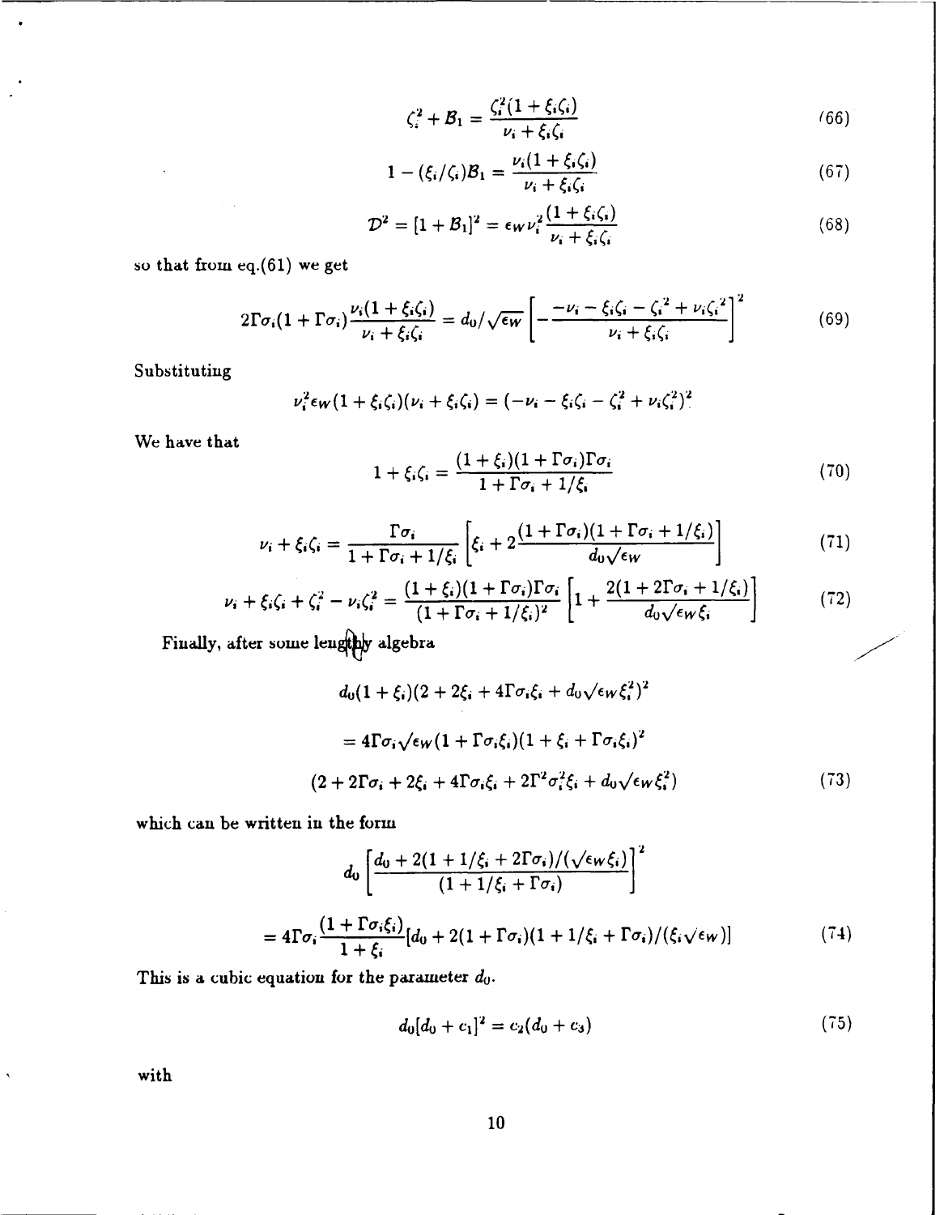$$\zeta_i^2 + \mathcal{B}_1 = \frac{\zeta_i^2(1+\xi_i\zeta_i)}{\nu_i + \xi_i\zeta_i} \tag{66}$$

$$1 - (\xi_i/\zeta_i)\mathcal{B}_1 = \frac{\nu_i(1+\xi_i\zeta_i)}{\nu_i + \xi_i\zeta_i} \tag{67}$$

$$\mathcal{D}^2 = [1+\mathcal{B}_1]^2 = \epsilon_W \nu_i^2 \frac{(1+\xi_i\zeta_i)}{\nu_i + \xi_i\zeta_i} \tag{68}$$

so that from eq.(61) we get

$$2\Gamma\sigma_i(1+\Gamma\sigma_i)\frac{\nu_i(1+\xi_i\zeta_i)}{\nu_i+\xi_i\zeta_i} = d_0/\sqrt{\epsilon_W}\left[-\frac{-\nu_i - \xi_i\zeta_i - \zeta_i^2 + \nu_i\zeta_i^2}{\nu_i+\xi_i\zeta_i}\right]^2 \tag{69}$$

Substituting

$$\nu_i^2\epsilon_W(1+\xi_i\zeta_i)(\nu_i+\xi_i\zeta_i) = (-\nu_i - \xi_i\zeta_i - \zeta_i^2 + \nu_i\zeta_i^2)^2$$

We have that

$$1+\xi_i\zeta_i = \frac{(1+\xi_i)(1+\Gamma\sigma_i)\Gamma\sigma_i}{1+\Gamma\sigma_i+1/\xi_i} \tag{70}$$

$$\nu_i + \xi_i\zeta_i = \frac{\Gamma\sigma_i}{1+\Gamma\sigma_i+1/\xi_i}\left[\xi_i + 2\frac{(1+\Gamma\sigma_i)(1+\Gamma\sigma_i+1/\xi_i)}{d_0\sqrt{\epsilon_W}}\right] \tag{71}$$

$$\nu_i + \xi_i\zeta_i + \zeta_i^2 - \nu_i\zeta_i^2 = \frac{(1+\xi_i)(1+\Gamma\sigma_i)\Gamma\sigma_i}{(1+\Gamma\sigma_i+1/\xi_i)^2}\left[1 + \frac{2(1+2\Gamma\sigma_i+1/\xi_i)}{d_0\sqrt{\epsilon_W}\xi_i}\right] \tag{72}$$

Finally, after some lengthy algebra

$$d_0(1+\xi_i)(2+2\xi_i+4\Gamma\sigma_i\xi_i+d_0\sqrt{\epsilon_W}\xi_i^2)^2$$

$$= 4\Gamma\sigma_i\sqrt{\epsilon_W}(1+\Gamma\sigma_i\xi_i)(1+\xi_i+\Gamma\sigma_i\xi_i)^2$$

$$(2+2\Gamma\sigma_i+2\xi_i+4\Gamma\sigma_i\xi_i+2\Gamma^2\sigma_i^2\xi_i+d_0\sqrt{\epsilon_W}\xi_i^2) \tag{73}$$

which can be written in the form

$$d_0\left[\frac{d_0 + 2(1+1/\xi_i+2\Gamma\sigma_i)/(\sqrt{\epsilon_W}\xi_i)}{(1+1/\xi_i+\Gamma\sigma_i)}\right]^2$$

$$= 4\Gamma\sigma_i\frac{(1+\Gamma\sigma_i\xi_i)}{1+\xi_i}[d_0 + 2(1+\Gamma\sigma_i)(1+1/\xi_i+\Gamma\sigma_i)/(\xi_i\sqrt{\epsilon_W})] \tag{74}$$

This is a cubic equation for the parameter $d_0$.

$$d_0[d_0+c_1]^2 = c_2(d_0+c_3) \tag{75}$$

with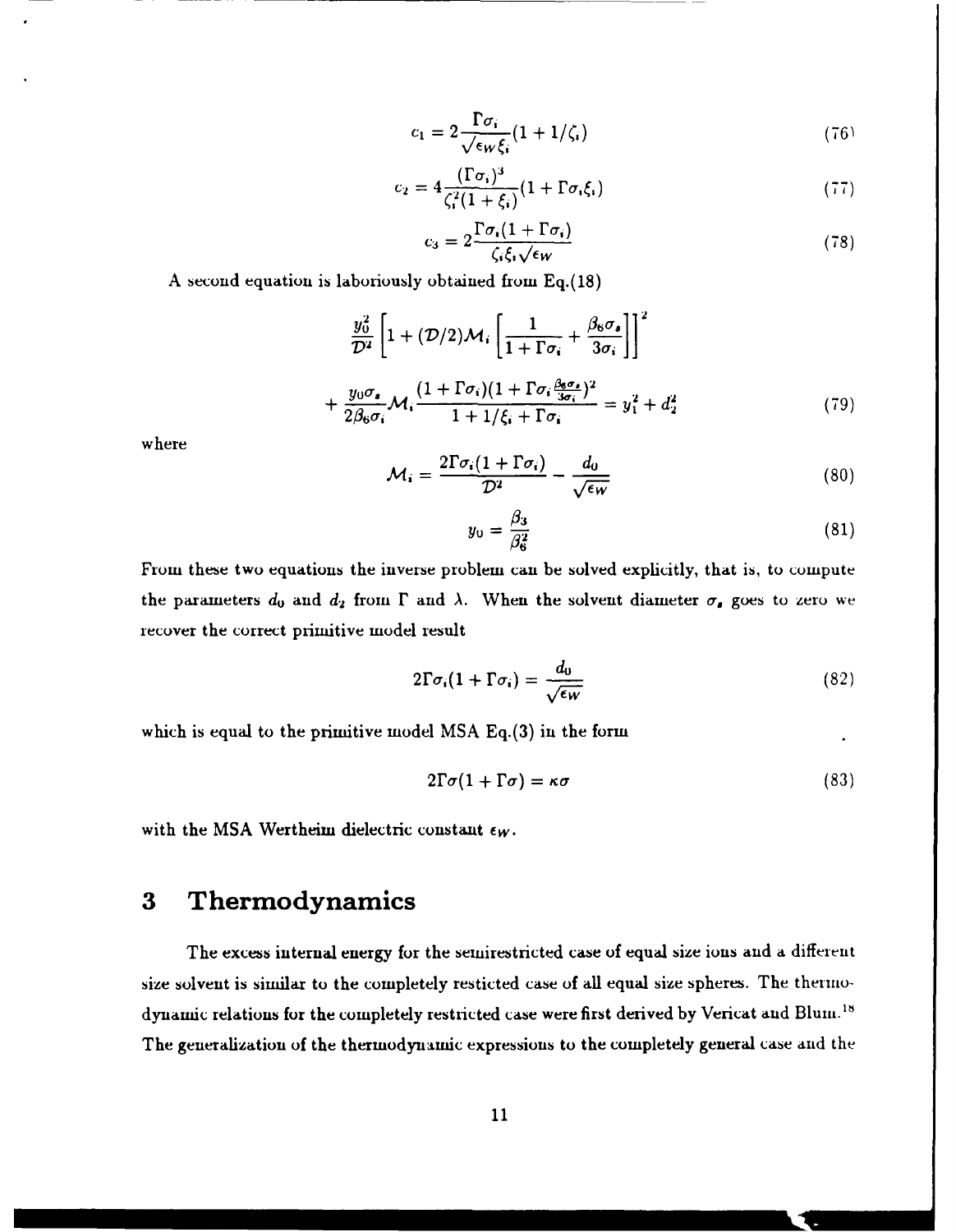$$c_1 = 2\frac{\Gamma\sigma_i}{\sqrt{\epsilon_W}\xi_i}(1 + 1/\zeta_i) \tag{76}$$

$$c_2 = 4\frac{(\Gamma\sigma_i)^3}{\zeta_i^2(1 + \xi_i)}(1 + \Gamma\sigma_i\xi_i) \tag{77}$$

$$c_3 = 2\frac{\Gamma\sigma_i(1 + \Gamma\sigma_i)}{\zeta_i\xi_i\sqrt{\epsilon_W}} \tag{78}$$

A second equation is laboriously obtained from Eq.(18)

$$\frac{y_0^2}{\mathcal{D}^2}\left[1 + (\mathcal{D}/2)\mathcal{M}_i\left[\frac{1}{1 + \Gamma\sigma_i} + \frac{\beta_6\sigma_s}{3\sigma_i}\right]\right]^2$$

$$+ \frac{y_0\sigma_s}{2\beta_6\sigma_i}\mathcal{M}_i\frac{(1 + \Gamma\sigma_i)(1 + \Gamma\sigma_i\frac{\beta_6\sigma_s}{3\sigma_i})^2}{1 + 1/\xi_i + \Gamma\sigma_i} = y_1^2 + d_2^2 \tag{79}$$

where

$$\mathcal{M}_i = \frac{2\Gamma\sigma_i(1 + \Gamma\sigma_i)}{\mathcal{D}^2} - \frac{d_0}{\sqrt{\epsilon_W}} \tag{80}$$

$$y_0 = \frac{\beta_3}{\beta_6^2} \tag{81}$$

From these two equations the inverse problem can be solved explicitly, that is, to compute the parameters $d_0$ and $d_2$ from $\Gamma$ and $\lambda$. When the solvent diameter $\sigma_s$ goes to zero we recover the correct primitive model result

$$2\Gamma\sigma_i(1 + \Gamma\sigma_i) = \frac{d_0}{\sqrt{\epsilon_W}} \tag{82}$$

which is equal to the primitive model MSA Eq.(3) in the form

$$2\Gamma\sigma(1 + \Gamma\sigma) = \kappa\sigma \tag{83}$$

with the MSA Wertheim dielectric constant $\epsilon_W$.

# 3 Thermodynamics

The excess internal energy for the semirestricted case of equal size ions and a different size solvent is similar to the completely resticted case of all equal size spheres. The thermodynamic relations for the completely restricted case were first derived by Vericat and Blum.[18] The generalization of the thermodynamic expressions to the completely general case and the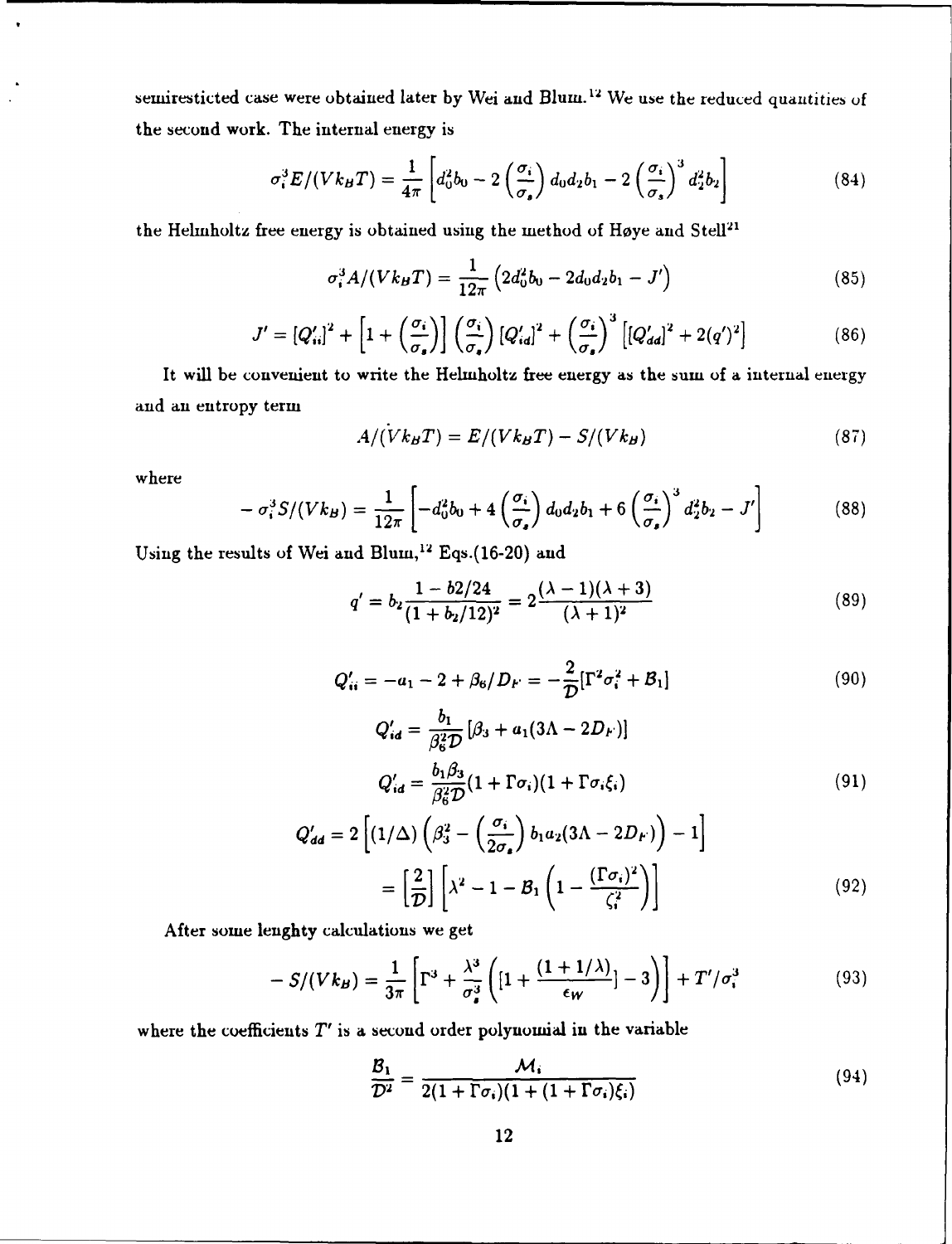semirestricted case were obtained later by Wei and Blum.[12] We use the reduced quantities of the second work. The internal energy is

$$\sigma_i^3 E/(Vk_BT) = \frac{1}{4\pi}\left[d_0^2 b_0 - 2\left(\frac{\sigma_i}{\sigma_s}\right) d_0 d_2 b_1 - 2\left(\frac{\sigma_i}{\sigma_s}\right)^3 d_2^2 b_2\right] \tag{84}$$

the Helmholtz free energy is obtained using the method of Høye and Stell[21]

$$\sigma_i^3 A/(Vk_BT) = \frac{1}{12\pi}\left(2d_0^2 b_0 - 2d_0 d_2 b_1 - J'\right) \tag{85}$$

$$J' = [Q'_{ii}]^2 + \left[1 + \left(\frac{\sigma_i}{\sigma_s}\right)\right]\left(\frac{\sigma_i}{\sigma_s}\right)[Q'_{id}]^2 + \left(\frac{\sigma_i}{\sigma_s}\right)^3\left[[Q'_{dd}]^2 + 2(q')^2\right] \tag{86}$$

It will be convenient to write the Helmholtz free energy as the sum of a internal energy and an entropy term

$$A/(Vk_BT) = E/(Vk_BT) - S/(Vk_B) \tag{87}$$

where

$$-\sigma_i^3 S/(Vk_B) = \frac{1}{12\pi}\left[-d_0^2 b_0 + 4\left(\frac{\sigma_i}{\sigma_s}\right) d_0 d_2 b_1 + 6\left(\frac{\sigma_i}{\sigma_s}\right)^3 d_2^2 b_2 - J'\right] \tag{88}$$

Using the results of Wei and Blum,[12] Eqs.(16-20) and

$$q' = b_2\frac{1 - b2/24}{(1 + b_2/12)^2} = 2\frac{(\lambda - 1)(\lambda + 3)}{(\lambda + 1)^2} \tag{89}$$

$$Q'_{ii} = -a_1 - 2 + \beta_6/D_F = -\frac{2}{\mathcal{D}}[\Gamma^2\sigma_i^2 + \mathcal{B}_1] \tag{90}$$

$$Q'_{id} = \frac{b_1}{\beta_6^2\mathcal{D}}[\beta_3 + a_1(3\Lambda - 2D_F)]$$

$$Q'_{id} = \frac{b_1\beta_3}{\beta_6^2\mathcal{D}}(1 + \Gamma\sigma_i)(1 + \Gamma\sigma_i\xi_i) \tag{91}$$

$$Q'_{dd} = 2\left[(1/\Delta)\left(\beta_3^2 - \left(\frac{\sigma_i}{2\sigma_s}\right) b_1 a_2(3\Lambda - 2D_F)\right) - 1\right]$$

$$= \left[\frac{2}{\mathcal{D}}\right]\left[\lambda^2 - 1 - \mathcal{B}_1\left(1 - \frac{(\Gamma\sigma_i)^2}{\zeta_i^2}\right)\right] \tag{92}$$

After some lenghty calculations we get

$$-S/(Vk_B) = \frac{1}{3\pi}\left[\Gamma^3 + \frac{\lambda^3}{\sigma_s^3}\left([1 + \frac{(1 + 1/\lambda)}{\epsilon_W}] - 3\right)\right] + T'/\sigma_i^3 \tag{93}$$

where the coefficients $T'$ is a second order polynomial in the variable

$$\frac{\mathcal{B}_1}{\mathcal{D}^2} = \frac{\mathcal{M}_i}{2(1 + \Gamma\sigma_i)(1 + (1 + \Gamma\sigma_i)\xi_i)} \tag{94}$$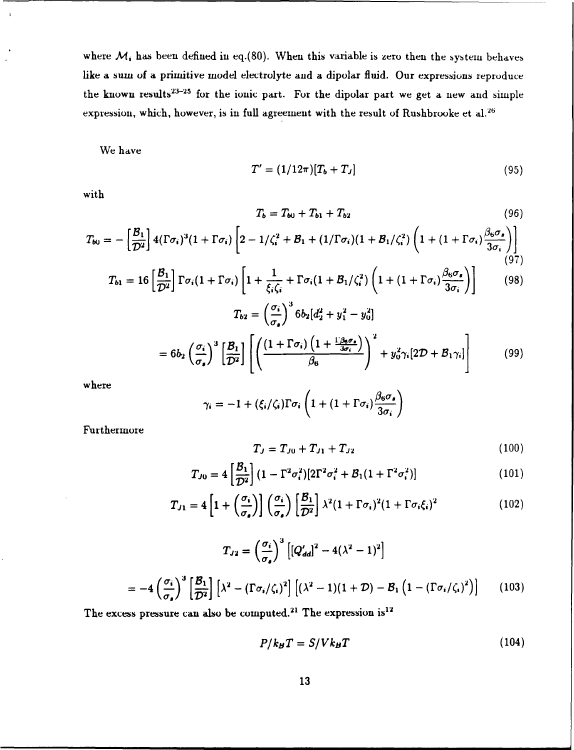where $\mathcal{M}_i$ has been defined in eq.(80). When this variable is zero then the system behaves like a sum of a primitive model electrolyte and a dipolar fluid. Our expressions reproduce the known results[23-25] for the ionic part. For the dipolar part we get a new and simple expression, which, however, is in full agreement with the result of Rushbrooke et al.[26]

We have

$$T' = (1/12\pi)[T_b + T_J] \tag{95}$$

with

$$T_b = T_{b0} + T_{b1} + T_{b2} \tag{96}$$

$$T_{b0} = -\left[\frac{\mathcal{B}_1}{\mathcal{D}^2}\right] 4(\Gamma\sigma_i)^3(1+\Gamma\sigma_i)\left[2 - 1/\zeta_i^2 + \mathcal{B}_1 + (1/\Gamma\sigma_i)(1+\mathcal{B}_1/\zeta_i^2)\left(1 + (1+\Gamma\sigma_i)\frac{\beta_6\sigma_s}{3\sigma_i}\right)\right] \tag{97}$$

$$T_{b1} = 16\left[\frac{\mathcal{B}_1}{\mathcal{D}^2}\right]\Gamma\sigma_i(1+\Gamma\sigma_i)\left[1 + \frac{1}{\xi_i\zeta_i} + \Gamma\sigma_i(1+\mathcal{B}_1/\zeta_i^2)\left(1+(1+\Gamma\sigma_i)\frac{\beta_6\sigma_s}{3\sigma_i}\right)\right] \tag{98}$$

$$T_{b2} = \left(\frac{\sigma_i}{\sigma_s}\right)^3 6b_2[d_2^2 + y_1^2 - y_0^2]$$

$$= 6b_2\left(\frac{\sigma_i}{\sigma_s}\right)^3\left[\frac{\mathcal{B}_1}{\mathcal{D}^2}\right]\left[\left(\frac{(1+\Gamma\sigma_i)\left(1+\frac{\Gamma\beta_6\sigma_s}{3\sigma_i}\right)}{\beta_6}\right)^2 + y_0^2\gamma_i[2\mathcal{D} + \mathcal{B}_1\gamma_i]\right] \tag{99}$$

where

$$\gamma_i = -1 + (\xi_i/\zeta_i)\Gamma\sigma_i\left(1 + (1+\Gamma\sigma_i)\frac{\beta_6\sigma_s}{3\sigma_i}\right)$$

Furthermore

$$T_J = T_{J0} + T_{J1} + T_{J2} \tag{100}$$

$$T_{J0} = 4\left[\frac{\mathcal{B}_1}{\mathcal{D}^2}\right](1-\Gamma^2\sigma_i^2)[2\Gamma^2\sigma_i^2 + \mathcal{B}_1(1+\Gamma^2\sigma_i^2)] \tag{101}$$

$$T_{J1} = 4\left[1 + \left(\frac{\sigma_i}{\sigma_s}\right)\right]\left(\frac{\sigma_i}{\sigma_s}\right)\left[\frac{\mathcal{B}_1}{\mathcal{D}^2}\right]\lambda^2(1+\Gamma\sigma_i)^2(1+\Gamma\sigma_i\xi_i)^2 \tag{102}$$

$$T_{J2} = \left(\frac{\sigma_i}{\sigma_s}\right)^3\left[[Q'_{dd}]^2 - 4(\lambda^2-1)^2\right]$$

$$= -4\left(\frac{\sigma_i}{\sigma_s}\right)^3\left[\frac{\mathcal{B}_1}{\mathcal{D}^2}\right]\left[\lambda^2 - (\Gamma\sigma_i/\zeta_i)^2\right]\left[(\lambda^2-1)(1+\mathcal{D}) - \mathcal{B}_1\left(1-(\Gamma\sigma_i/\zeta_i)^2\right)\right] \tag{103}$$

The excess pressure can also be computed.[21] The expression is[12]

$$P/k_BT = S/Vk_BT \tag{104}$$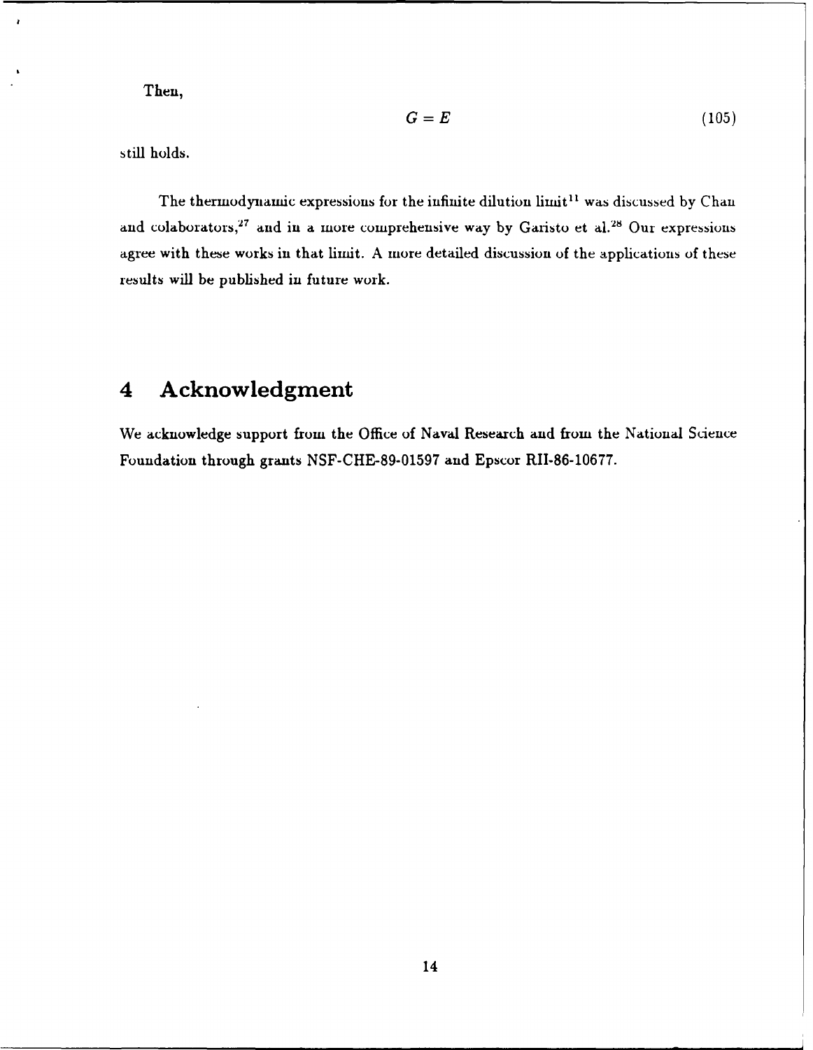Then,

$$G = E \tag{105}$$

still holds.

The thermodynamic expressions for the infinite dilution limit[11] was discussed by Chan and colaborators,[27] and in a more comprehensive way by Garisto et al.[28] Our expressions agree with these works in that limit. A more detailed discussion of the applications of these results will be published in future work.

# 4 Acknowledgment

We acknowledge support from the Office of Naval Research and from the National Science Foundation through grants NSF-CHE-89-01597 and Epscor RII-86-10677.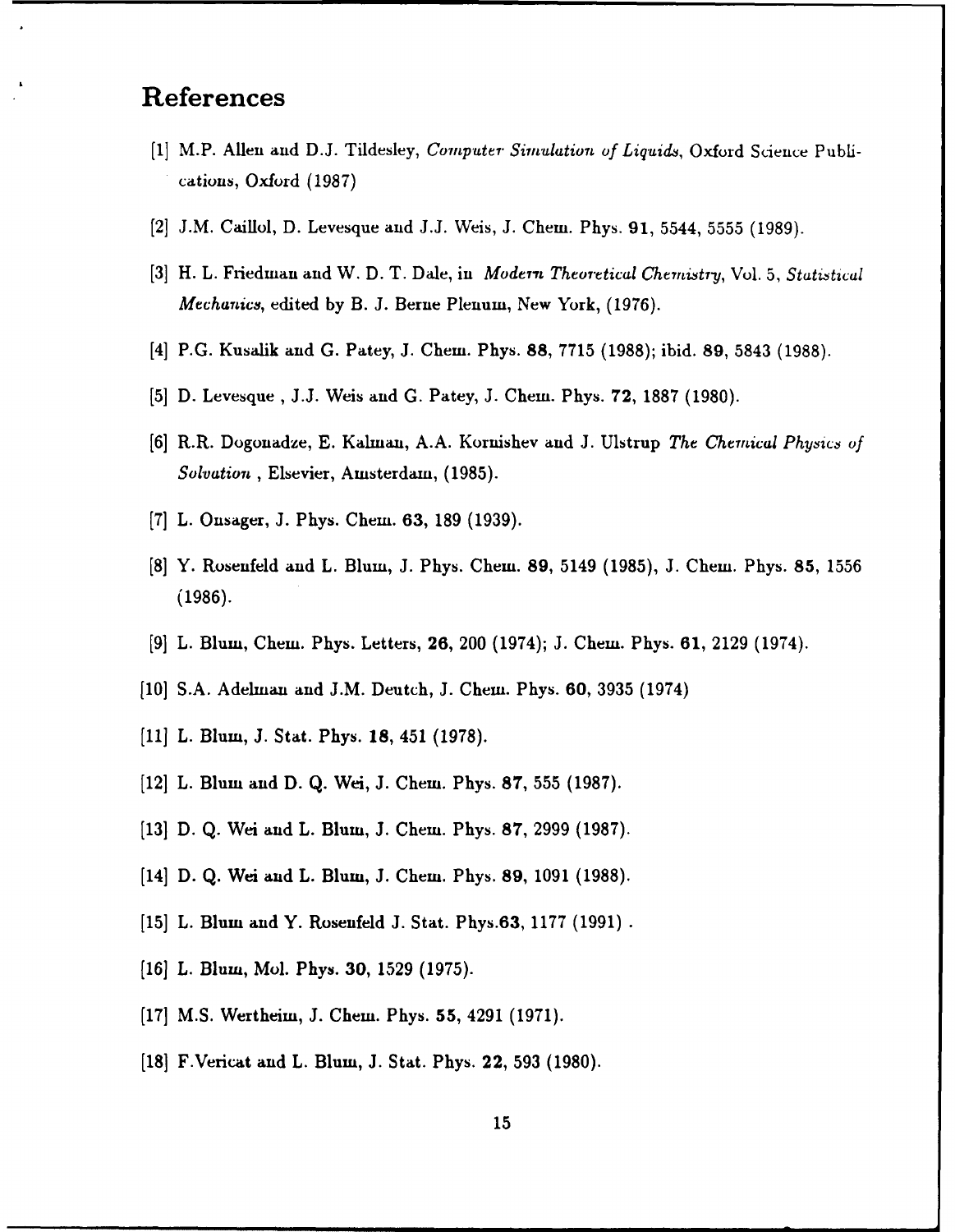## References

[1] M.P. Allen and D.J. Tildesley, *Computer Simulation of Liquids*, Oxford Science Publications, Oxford (1987)

[2] J.M. Caillol, D. Levesque and J.J. Weis, J. Chem. Phys. **91**, 5544, 5555 (1989).

[3] H. L. Friedman and W. D. T. Dale, in *Modern Theoretical Chemistry*, Vol. 5, *Statistical Mechanics*, edited by B. J. Berne Plenum, New York, (1976).

[4] P.G. Kusalik and G. Patey, J. Chem. Phys. **88**, 7715 (1988); ibid. **89**, 5843 (1988).

[5] D. Levesque , J.J. Weis and G. Patey, J. Chem. Phys. **72**, 1887 (1980).

[6] R.R. Dogonadze, E. Kalman, A.A. Kornishev and J. Ulstrup *The Chemical Physics of Solvation* , Elsevier, Amsterdam, (1985).

[7] L. Onsager, J. Phys. Chem. **63**, 189 (1939).

[8] Y. Rosenfeld and L. Blum, J. Phys. Chem. **89**, 5149 (1985), J. Chem. Phys. **85**, 1556 (1986).

[9] L. Blum, Chem. Phys. Letters, **26**, 200 (1974); J. Chem. Phys. **61**, 2129 (1974).

[10] S.A. Adelman and J.M. Deutch, J. Chem. Phys. **60**, 3935 (1974)

[11] L. Blum, J. Stat. Phys. **18**, 451 (1978).

[12] L. Blum and D. Q. Wei, J. Chem. Phys. **87**, 555 (1987).

[13] D. Q. Wei and L. Blum, J. Chem. Phys. **87**, 2999 (1987).

[14] D. Q. Wei and L. Blum, J. Chem. Phys. **89**, 1091 (1988).

[15] L. Blum and Y. Rosenfeld J. Stat. Phys.**63**, 1177 (1991) .

[16] L. Blum, Mol. Phys. **30**, 1529 (1975).

[17] M.S. Wertheim, J. Chem. Phys. **55**, 4291 (1971).

[18] F.Vericat and L. Blum, J. Stat. Phys. **22**, 593 (1980).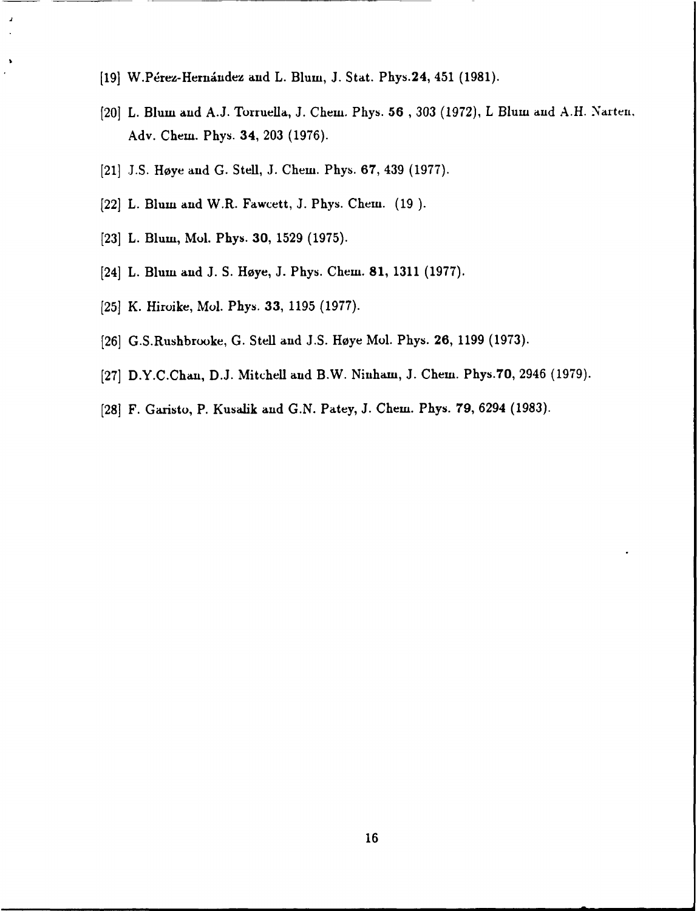[19] W.Pérez-Hernández and L. Blum, J. Stat. Phys.**24**, 451 (1981).

[20] L. Blum and A.J. Torruella, J. Chem. Phys. **56** , 303 (1972), L Blum and A.H. Narten, Adv. Chem. Phys. **34**, 203 (1976).

[21] J.S. Høye and G. Stell, J. Chem. Phys. **67**, 439 (1977).

[22] L. Blum and W.R. Fawcett, J. Phys. Chem. (19 ).

[23] L. Blum, Mol. Phys. **30**, 1529 (1975).

[24] L. Blum and J. S. Høye, J. Phys. Chem. **81**, 1311 (1977).

[25] K. Hiroike, Mol. Phys. **33**, 1195 (1977).

[26] G.S.Rushbrooke, G. Stell and J.S. Høye Mol. Phys. **26**, 1199 (1973).

[27] D.Y.C.Chan, D.J. Mitchell and B.W. Ninham, J. Chem. Phys.**70**, 2946 (1979).

[28] F. Garisto, P. Kusalik and G.N. Patey, J. Chem. Phys. **79**, 6294 (1983).